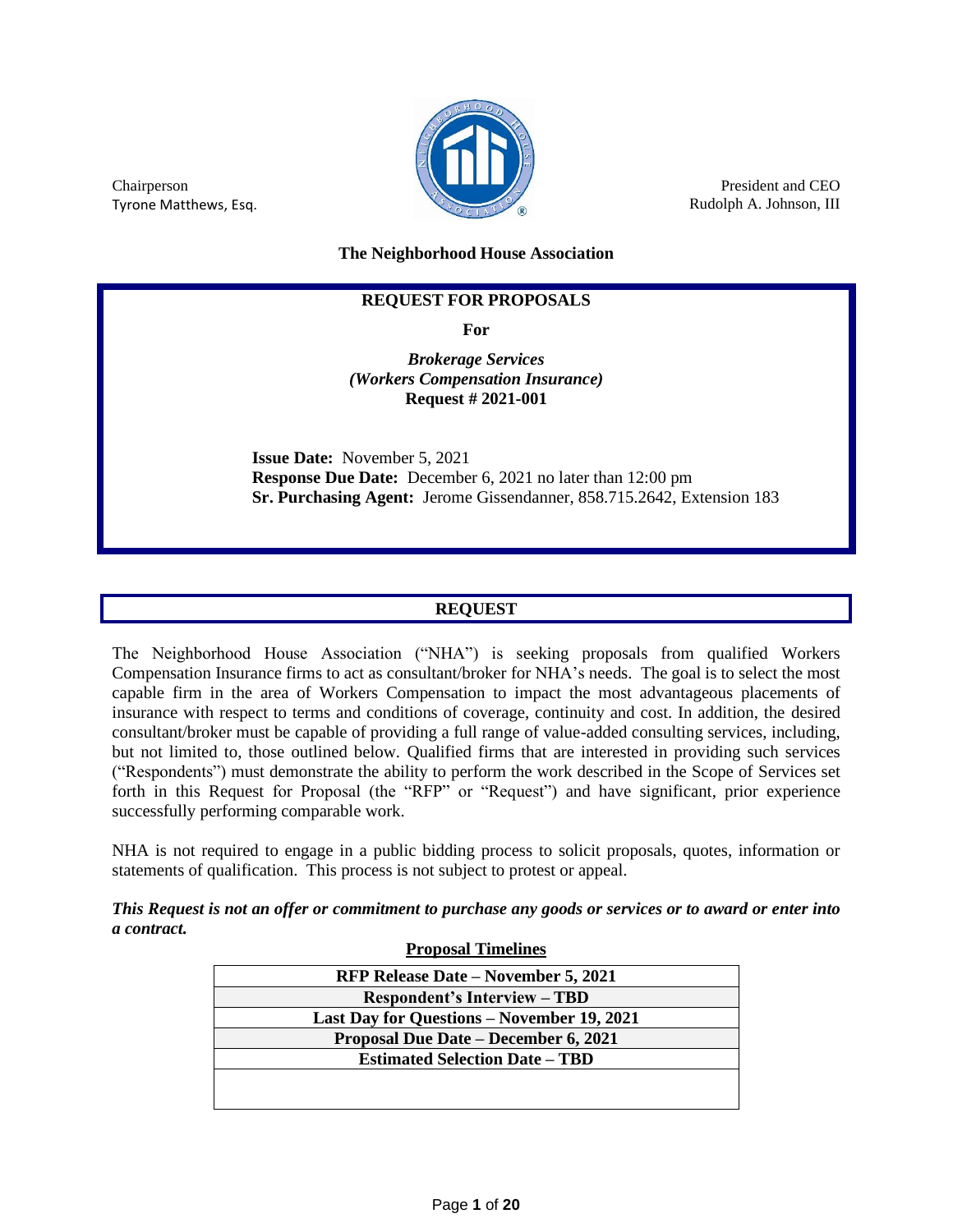Chairperson
Tyrone Matthews, Esq.

President and CEO
Rudolph A. Johnson, III

**The Neighborhood House Association**

**REQUEST FOR PROPOSALS**

**For**

***Brokerage Services***
***(Workers Compensation Insurance)***
**Request # 2021-001**

**Issue Date:** November 5, 2021
**Response Due Date:** December 6, 2021 no later than 12:00 pm
**Sr. Purchasing Agent:** Jerome Gissendanner, 858.715.2642, Extension 183

## REQUEST

The Neighborhood House Association ("NHA") is seeking proposals from qualified Workers Compensation Insurance firms to act as consultant/broker for NHA's needs. The goal is to select the most capable firm in the area of Workers Compensation to impact the most advantageous placements of insurance with respect to terms and conditions of coverage, continuity and cost. In addition, the desired consultant/broker must be capable of providing a full range of value-added consulting services, including, but not limited to, those outlined below. Qualified firms that are interested in providing such services ("Respondents") must demonstrate the ability to perform the work described in the Scope of Services set forth in this Request for Proposal (the "RFP" or "Request") and have significant, prior experience successfully performing comparable work.

NHA is not required to engage in a public bidding process to solicit proposals, quotes, information or statements of qualification. This process is not subject to protest or appeal.

***This Request is not an offer or commitment to purchase any goods or services or to award or enter into a contract.***

**Proposal Timelines**

| **RFP Release Date – November 5, 2021** |
|---|
| **Respondent's Interview – TBD** |
| **Last Day for Questions – November 19, 2021** |
| **Proposal Due Date – December 6, 2021** |
| **Estimated Selection Date – TBD** |
| |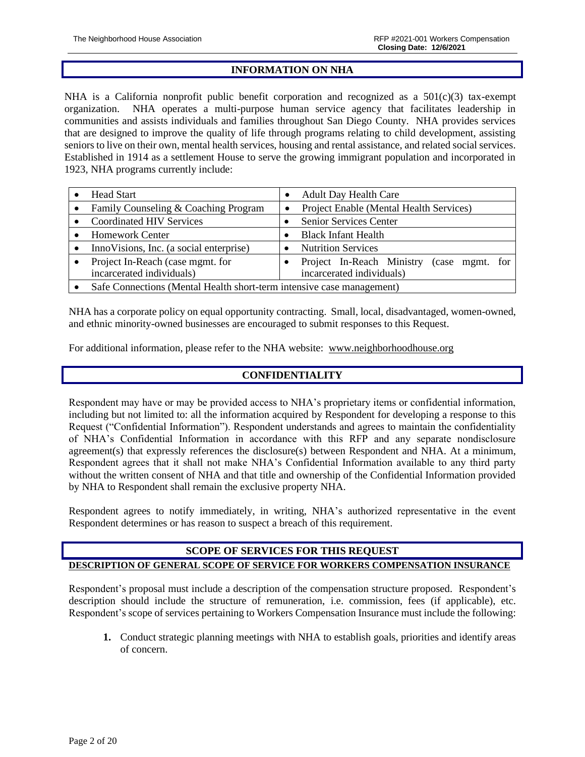## INFORMATION ON NHA

NHA is a California nonprofit public benefit corporation and recognized as a 501(c)(3) tax-exempt organization. NHA operates a multi-purpose human service agency that facilitates leadership in communities and assists individuals and families throughout San Diego County. NHA provides services that are designed to improve the quality of life through programs relating to child development, assisting seniors to live on their own, mental health services, housing and rental assistance, and related social services. Established in 1914 as a settlement House to serve the growing immigrant population and incorporated in 1923, NHA programs currently include:

| | |
|---|---|
| • Head Start | • Adult Day Health Care |
| • Family Counseling & Coaching Program | • Project Enable (Mental Health Services) |
| • Coordinated HIV Services | • Senior Services Center |
| • Homework Center | • Black Infant Health |
| • InnoVisions, Inc. (a social enterprise) | • Nutrition Services |
| • Project In-Reach (case mgmt. for incarcerated individuals) | • Project In-Reach Ministry (case mgmt. for incarcerated individuals) |
| • Safe Connections (Mental Health short-term intensive case management) | |

NHA has a corporate policy on equal opportunity contracting. Small, local, disadvantaged, women-owned, and ethnic minority-owned businesses are encouraged to submit responses to this Request.

For additional information, please refer to the NHA website: www.neighborhoodhouse.org

## CONFIDENTIALITY

Respondent may have or may be provided access to NHA's proprietary items or confidential information, including but not limited to: all the information acquired by Respondent for developing a response to this Request ("Confidential Information"). Respondent understands and agrees to maintain the confidentiality of NHA's Confidential Information in accordance with this RFP and any separate nondisclosure agreement(s) that expressly references the disclosure(s) between Respondent and NHA. At a minimum, Respondent agrees that it shall not make NHA's Confidential Information available to any third party without the written consent of NHA and that title and ownership of the Confidential Information provided by NHA to Respondent shall remain the exclusive property NHA.

Respondent agrees to notify immediately, in writing, NHA's authorized representative in the event Respondent determines or has reason to suspect a breach of this requirement.

## SCOPE OF SERVICES FOR THIS REQUEST

**DESCRIPTION OF GENERAL SCOPE OF SERVICE FOR WORKERS COMPENSATION INSURANCE**

Respondent's proposal must include a description of the compensation structure proposed. Respondent's description should include the structure of remuneration, i.e. commission, fees (if applicable), etc. Respondent's scope of services pertaining to Workers Compensation Insurance must include the following:

1. Conduct strategic planning meetings with NHA to establish goals, priorities and identify areas of concern.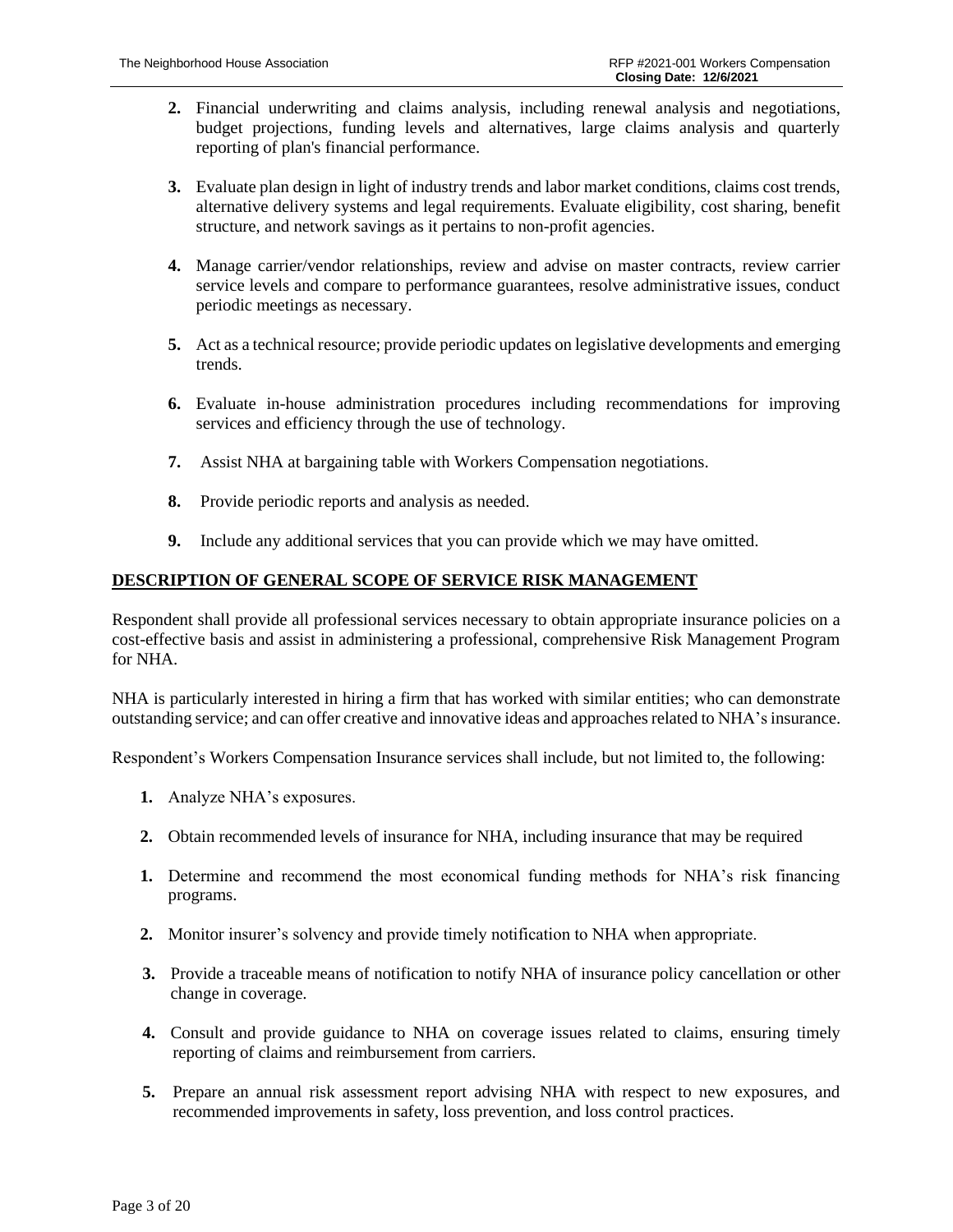2. Financial underwriting and claims analysis, including renewal analysis and negotiations, budget projections, funding levels and alternatives, large claims analysis and quarterly reporting of plan's financial performance.

3. Evaluate plan design in light of industry trends and labor market conditions, claims cost trends, alternative delivery systems and legal requirements. Evaluate eligibility, cost sharing, benefit structure, and network savings as it pertains to non-profit agencies.

4. Manage carrier/vendor relationships, review and advise on master contracts, review carrier service levels and compare to performance guarantees, resolve administrative issues, conduct periodic meetings as necessary.

5. Act as a technical resource; provide periodic updates on legislative developments and emerging trends.

6. Evaluate in-house administration procedures including recommendations for improving services and efficiency through the use of technology.

7. Assist NHA at bargaining table with Workers Compensation negotiations.

8. Provide periodic reports and analysis as needed.

9. Include any additional services that you can provide which we may have omitted.

## DESCRIPTION OF GENERAL SCOPE OF SERVICE RISK MANAGEMENT

Respondent shall provide all professional services necessary to obtain appropriate insurance policies on a cost-effective basis and assist in administering a professional, comprehensive Risk Management Program for NHA.

NHA is particularly interested in hiring a firm that has worked with similar entities; who can demonstrate outstanding service; and can offer creative and innovative ideas and approaches related to NHA's insurance.

Respondent's Workers Compensation Insurance services shall include, but not limited to, the following:

1. Analyze NHA's exposures.

2. Obtain recommended levels of insurance for NHA, including insurance that may be required

1. Determine and recommend the most economical funding methods for NHA's risk financing programs.

2. Monitor insurer's solvency and provide timely notification to NHA when appropriate.

3. Provide a traceable means of notification to notify NHA of insurance policy cancellation or other change in coverage.

4. Consult and provide guidance to NHA on coverage issues related to claims, ensuring timely reporting of claims and reimbursement from carriers.

5. Prepare an annual risk assessment report advising NHA with respect to new exposures, and recommended improvements in safety, loss prevention, and loss control practices.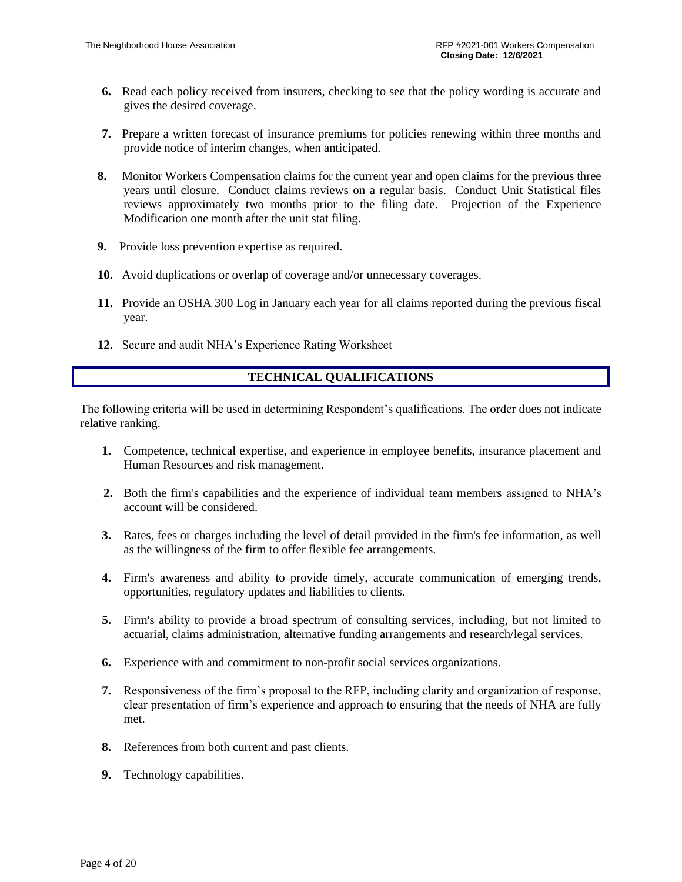6. Read each policy received from insurers, checking to see that the policy wording is accurate and gives the desired coverage.

7. Prepare a written forecast of insurance premiums for policies renewing within three months and provide notice of interim changes, when anticipated.

8. Monitor Workers Compensation claims for the current year and open claims for the previous three years until closure. Conduct claims reviews on a regular basis. Conduct Unit Statistical files reviews approximately two months prior to the filing date. Projection of the Experience Modification one month after the unit stat filing.

9. Provide loss prevention expertise as required.

10. Avoid duplications or overlap of coverage and/or unnecessary coverages.

11. Provide an OSHA 300 Log in January each year for all claims reported during the previous fiscal year.

12. Secure and audit NHA's Experience Rating Worksheet

## TECHNICAL QUALIFICATIONS

The following criteria will be used in determining Respondent's qualifications. The order does not indicate relative ranking.

1. Competence, technical expertise, and experience in employee benefits, insurance placement and Human Resources and risk management.

2. Both the firm's capabilities and the experience of individual team members assigned to NHA's account will be considered.

3. Rates, fees or charges including the level of detail provided in the firm's fee information, as well as the willingness of the firm to offer flexible fee arrangements.

4. Firm's awareness and ability to provide timely, accurate communication of emerging trends, opportunities, regulatory updates and liabilities to clients.

5. Firm's ability to provide a broad spectrum of consulting services, including, but not limited to actuarial, claims administration, alternative funding arrangements and research/legal services.

6. Experience with and commitment to non-profit social services organizations.

7. Responsiveness of the firm's proposal to the RFP, including clarity and organization of response, clear presentation of firm's experience and approach to ensuring that the needs of NHA are fully met.

8. References from both current and past clients.

9. Technology capabilities.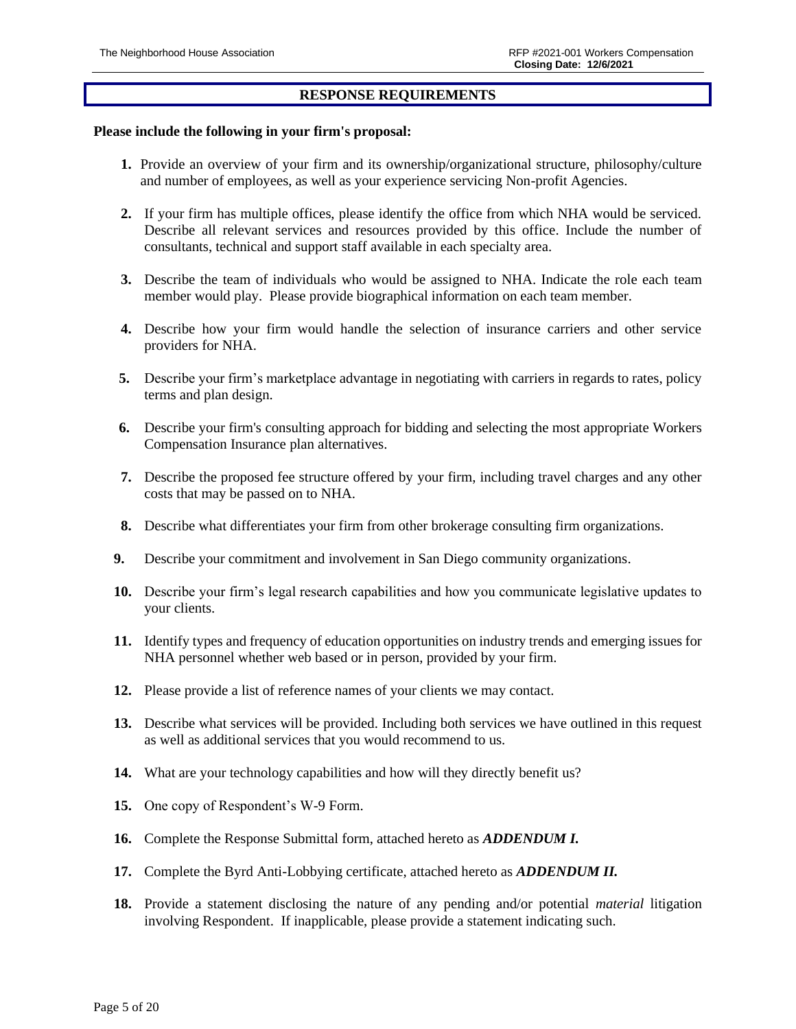## RESPONSE REQUIREMENTS

**Please include the following in your firm's proposal:**

1. Provide an overview of your firm and its ownership/organizational structure, philosophy/culture and number of employees, as well as your experience servicing Non-profit Agencies.
2. If your firm has multiple offices, please identify the office from which NHA would be serviced. Describe all relevant services and resources provided by this office. Include the number of consultants, technical and support staff available in each specialty area.
3. Describe the team of individuals who would be assigned to NHA. Indicate the role each team member would play. Please provide biographical information on each team member.
4. Describe how your firm would handle the selection of insurance carriers and other service providers for NHA.
5. Describe your firm's marketplace advantage in negotiating with carriers in regards to rates, policy terms and plan design.
6. Describe your firm's consulting approach for bidding and selecting the most appropriate Workers Compensation Insurance plan alternatives.
7. Describe the proposed fee structure offered by your firm, including travel charges and any other costs that may be passed on to NHA.
8. Describe what differentiates your firm from other brokerage consulting firm organizations.
9. Describe your commitment and involvement in San Diego community organizations.
10. Describe your firm's legal research capabilities and how you communicate legislative updates to your clients.
11. Identify types and frequency of education opportunities on industry trends and emerging issues for NHA personnel whether web based or in person, provided by your firm.
12. Please provide a list of reference names of your clients we may contact.
13. Describe what services will be provided. Including both services we have outlined in this request as well as additional services that you would recommend to us.
14. What are your technology capabilities and how will they directly benefit us?
15. One copy of Respondent's W-9 Form.
16. Complete the Response Submittal form, attached hereto as ***ADDENDUM I.***
17. Complete the Byrd Anti-Lobbying certificate, attached hereto as ***ADDENDUM II.***
18. Provide a statement disclosing the nature of any pending and/or potential *material* litigation involving Respondent. If inapplicable, please provide a statement indicating such.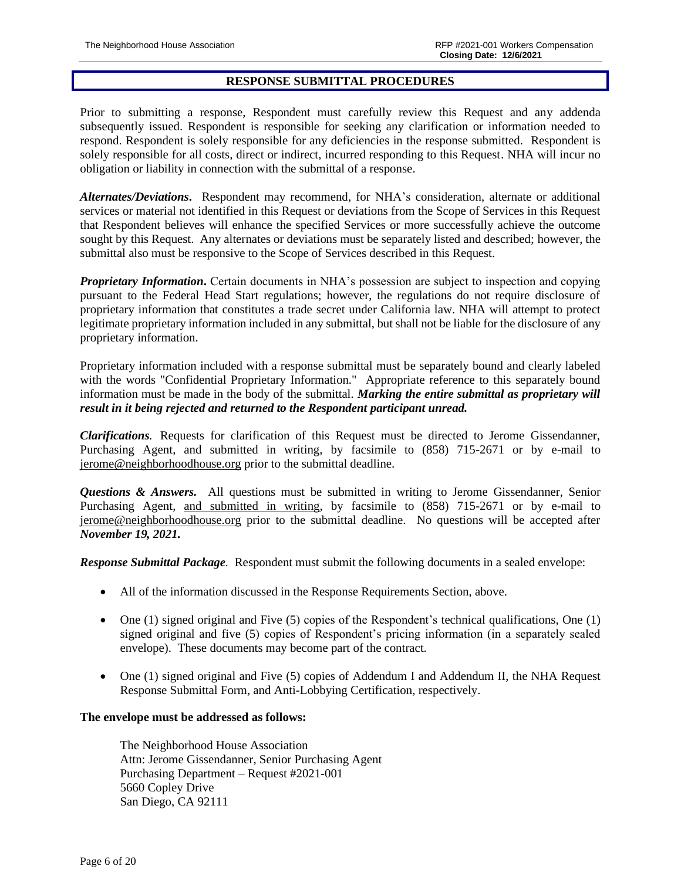## RESPONSE SUBMITTAL PROCEDURES

Prior to submitting a response, Respondent must carefully review this Request and any addenda subsequently issued. Respondent is responsible for seeking any clarification or information needed to respond. Respondent is solely responsible for any deficiencies in the response submitted. Respondent is solely responsible for all costs, direct or indirect, incurred responding to this Request. NHA will incur no obligation or liability in connection with the submittal of a response.

***Alternates/Deviations*****.** Respondent may recommend, for NHA's consideration, alternate or additional services or material not identified in this Request or deviations from the Scope of Services in this Request that Respondent believes will enhance the specified Services or more successfully achieve the outcome sought by this Request. Any alternates or deviations must be separately listed and described; however, the submittal also must be responsive to the Scope of Services described in this Request.

***Proprietary Information*****.** Certain documents in NHA's possession are subject to inspection and copying pursuant to the Federal Head Start regulations; however, the regulations do not require disclosure of proprietary information that constitutes a trade secret under California law. NHA will attempt to protect legitimate proprietary information included in any submittal, but shall not be liable for the disclosure of any proprietary information.

Proprietary information included with a response submittal must be separately bound and clearly labeled with the words "Confidential Proprietary Information." Appropriate reference to this separately bound information must be made in the body of the submittal. ***Marking the entire submittal as proprietary will result in it being rejected and returned to the Respondent participant unread.***

***Clarifications*.** Requests for clarification of this Request must be directed to Jerome Gissendanner, Purchasing Agent, and submitted in writing, by facsimile to (858) 715-2671 or by e-mail to jerome@neighborhoodhouse.org prior to the submittal deadline.

***Questions & Answers.*** All questions must be submitted in writing to Jerome Gissendanner, Senior Purchasing Agent, and submitted in writing, by facsimile to (858) 715-2671 or by e-mail to jerome@neighborhoodhouse.org prior to the submittal deadline. No questions will be accepted after ***November 19, 2021.***

***Response Submittal Package*.** Respondent must submit the following documents in a sealed envelope:

- All of the information discussed in the Response Requirements Section, above.
- One (1) signed original and Five (5) copies of the Respondent's technical qualifications, One (1) signed original and five (5) copies of Respondent's pricing information (in a separately sealed envelope). These documents may become part of the contract.
- One (1) signed original and Five (5) copies of Addendum I and Addendum II, the NHA Request Response Submittal Form, and Anti-Lobbying Certification, respectively.

**The envelope must be addressed as follows:**

The Neighborhood House Association  
Attn: Jerome Gissendanner, Senior Purchasing Agent  
Purchasing Department – Request #2021-001  
5660 Copley Drive  
San Diego, CA 92111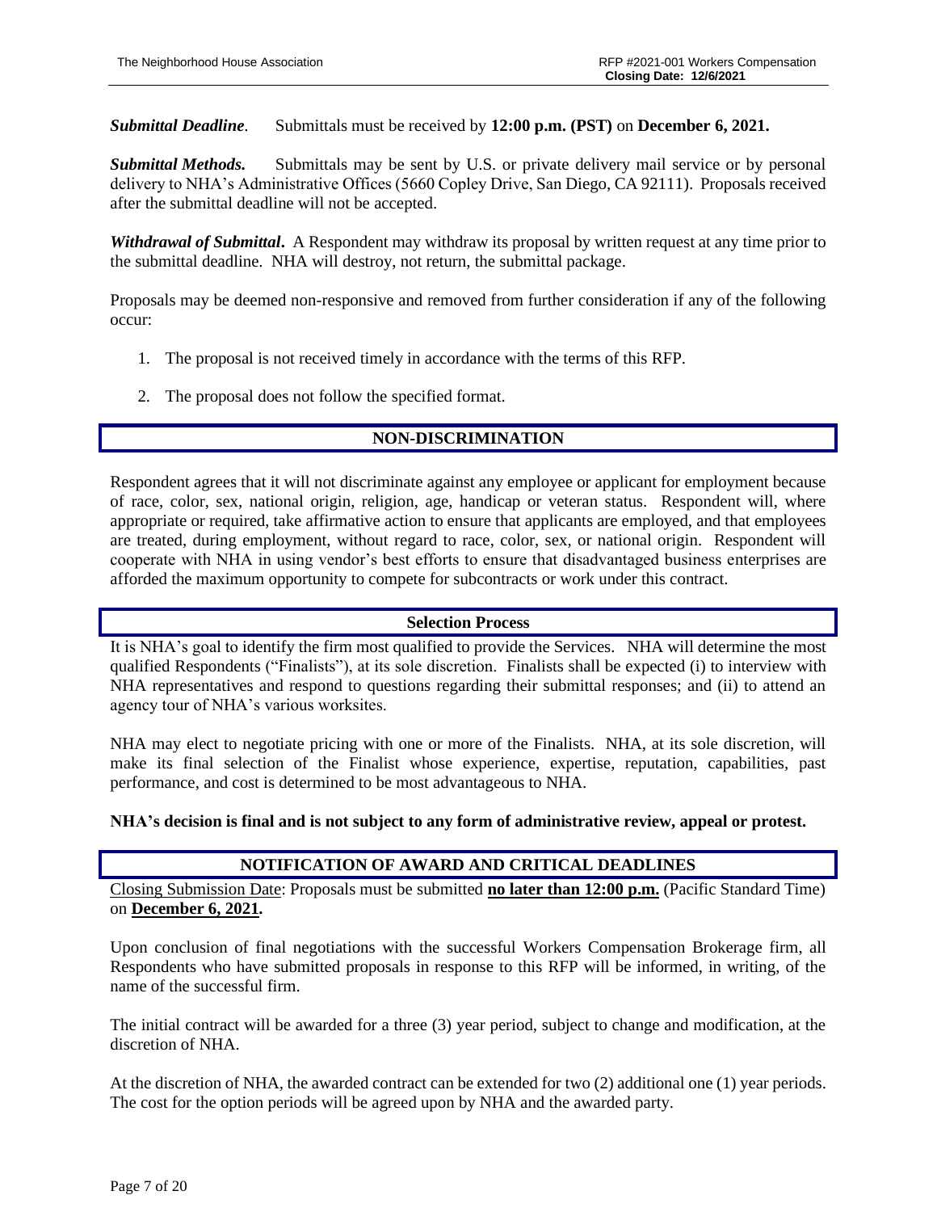***Submittal Deadline**.* Submittals must be received by **12:00 p.m. (PST)** on **December 6, 2021.**

***Submittal Methods.*** Submittals may be sent by U.S. or private delivery mail service or by personal delivery to NHA's Administrative Offices (5660 Copley Drive, San Diego, CA 92111). Proposals received after the submittal deadline will not be accepted.

***Withdrawal of Submittal***. A Respondent may withdraw its proposal by written request at any time prior to the submittal deadline. NHA will destroy, not return, the submittal package.

Proposals may be deemed non-responsive and removed from further consideration if any of the following occur:

1. The proposal is not received timely in accordance with the terms of this RFP.
2. The proposal does not follow the specified format.

## NON-DISCRIMINATION

Respondent agrees that it will not discriminate against any employee or applicant for employment because of race, color, sex, national origin, religion, age, handicap or veteran status. Respondent will, where appropriate or required, take affirmative action to ensure that applicants are employed, and that employees are treated, during employment, without regard to race, color, sex, or national origin. Respondent will cooperate with NHA in using vendor's best efforts to ensure that disadvantaged business enterprises are afforded the maximum opportunity to compete for subcontracts or work under this contract.

## Selection Process

It is NHA's goal to identify the firm most qualified to provide the Services. NHA will determine the most qualified Respondents ("Finalists"), at its sole discretion. Finalists shall be expected (i) to interview with NHA representatives and respond to questions regarding their submittal responses; and (ii) to attend an agency tour of NHA's various worksites.

NHA may elect to negotiate pricing with one or more of the Finalists. NHA, at its sole discretion, will make its final selection of the Finalist whose experience, expertise, reputation, capabilities, past performance, and cost is determined to be most advantageous to NHA.

**NHA's decision is final and is not subject to any form of administrative review, appeal or protest.**

## NOTIFICATION OF AWARD AND CRITICAL DEADLINES

Closing Submission Date: Proposals must be submitted **no later than 12:00 p.m.** (Pacific Standard Time) on **December 6, 2021.**

Upon conclusion of final negotiations with the successful Workers Compensation Brokerage firm, all Respondents who have submitted proposals in response to this RFP will be informed, in writing, of the name of the successful firm.

The initial contract will be awarded for a three (3) year period, subject to change and modification, at the discretion of NHA.

At the discretion of NHA, the awarded contract can be extended for two (2) additional one (1) year periods. The cost for the option periods will be agreed upon by NHA and the awarded party.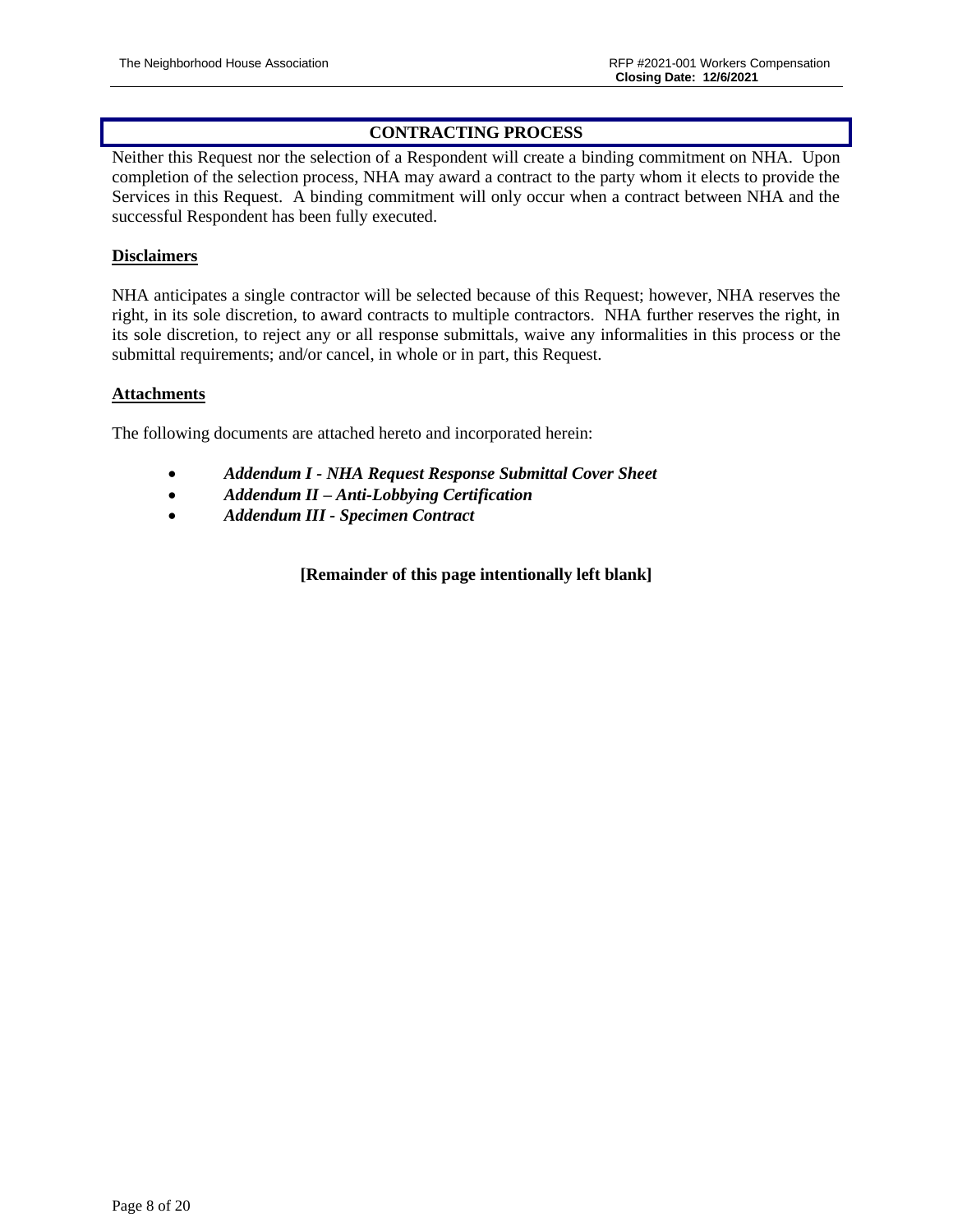## CONTRACTING PROCESS

Neither this Request nor the selection of a Respondent will create a binding commitment on NHA. Upon completion of the selection process, NHA may award a contract to the party whom it elects to provide the Services in this Request. A binding commitment will only occur when a contract between NHA and the successful Respondent has been fully executed.

### Disclaimers

NHA anticipates a single contractor will be selected because of this Request; however, NHA reserves the right, in its sole discretion, to award contracts to multiple contractors. NHA further reserves the right, in its sole discretion, to reject any or all response submittals, waive any informalities in this process or the submittal requirements; and/or cancel, in whole or in part, this Request.

### Attachments

The following documents are attached hereto and incorporated herein:

- ***Addendum I - NHA Request Response Submittal Cover Sheet***
- ***Addendum II – Anti-Lobbying Certification***
- ***Addendum III - Specimen Contract***

**[Remainder of this page intentionally left blank]**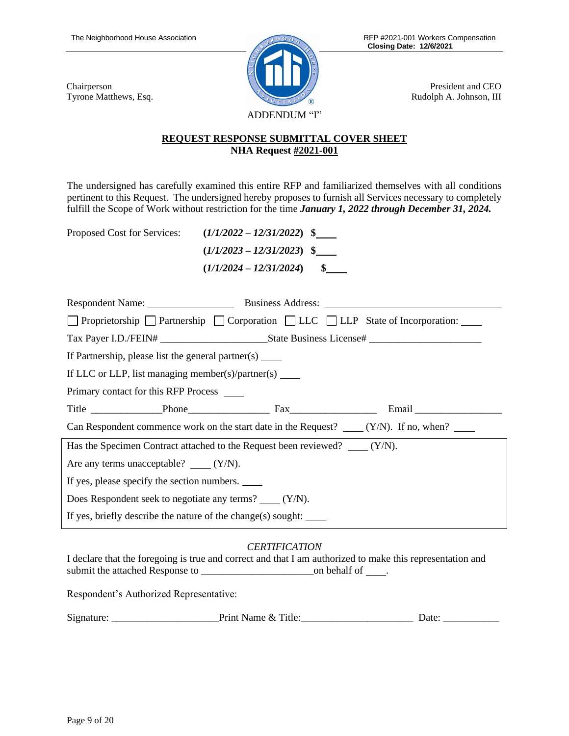Chairperson
Tyrone Matthews, Esq.

President and CEO
Rudolph A. Johnson, III

ADDENDUM "I"

**REQUEST RESPONSE SUBMITTAL COVER SHEET**
**NHA Request #2021-001**

The undersigned has carefully examined this entire RFP and familiarized themselves with all conditions pertinent to this Request. The undersigned hereby proposes to furnish all Services necessary to completely fulfill the Scope of Work without restriction for the time ***January 1, 2022 through December 31, 2024.***

Proposed Cost for Services: **(*1/1/2022 – 12/31/2022*) $____**

**(*1/1/2023 – 12/31/2023*) $____**

**(*1/1/2024 – 12/31/2024*) $____**

Respondent Name: ________________ Business Address: ________________________________

☐ Proprietorship ☐ Partnership ☐ Corporation ☐ LLC ☐ LLP State of Incorporation: ____

Tax Payer I.D./FEIN# ____________________State Business License# _____________________

If Partnership, please list the general partner(s) ____

If LLC or LLP, list managing member(s)/partner(s) ____

Primary contact for this RFP Process ____

Title _____________Phone_______________ Fax________________ Email ________________

Can Respondent commence work on the start date in the Request? ____ (Y/N). If no, when? ____

Has the Specimen Contract attached to the Request been reviewed? ____ (Y/N).

Are any terms unacceptable? ____ (Y/N).

If yes, please specify the section numbers. ____

Does Respondent seek to negotiate any terms? ____ (Y/N).

If yes, briefly describe the nature of the change(s) sought: ____

*CERTIFICATION*

I declare that the foregoing is true and correct and that I am authorized to make this representation and submit the attached Response to _____________________on behalf of ____.

Respondent's Authorized Representative:

Signature: ___________________Print Name & Title:_____________________ Date: ___________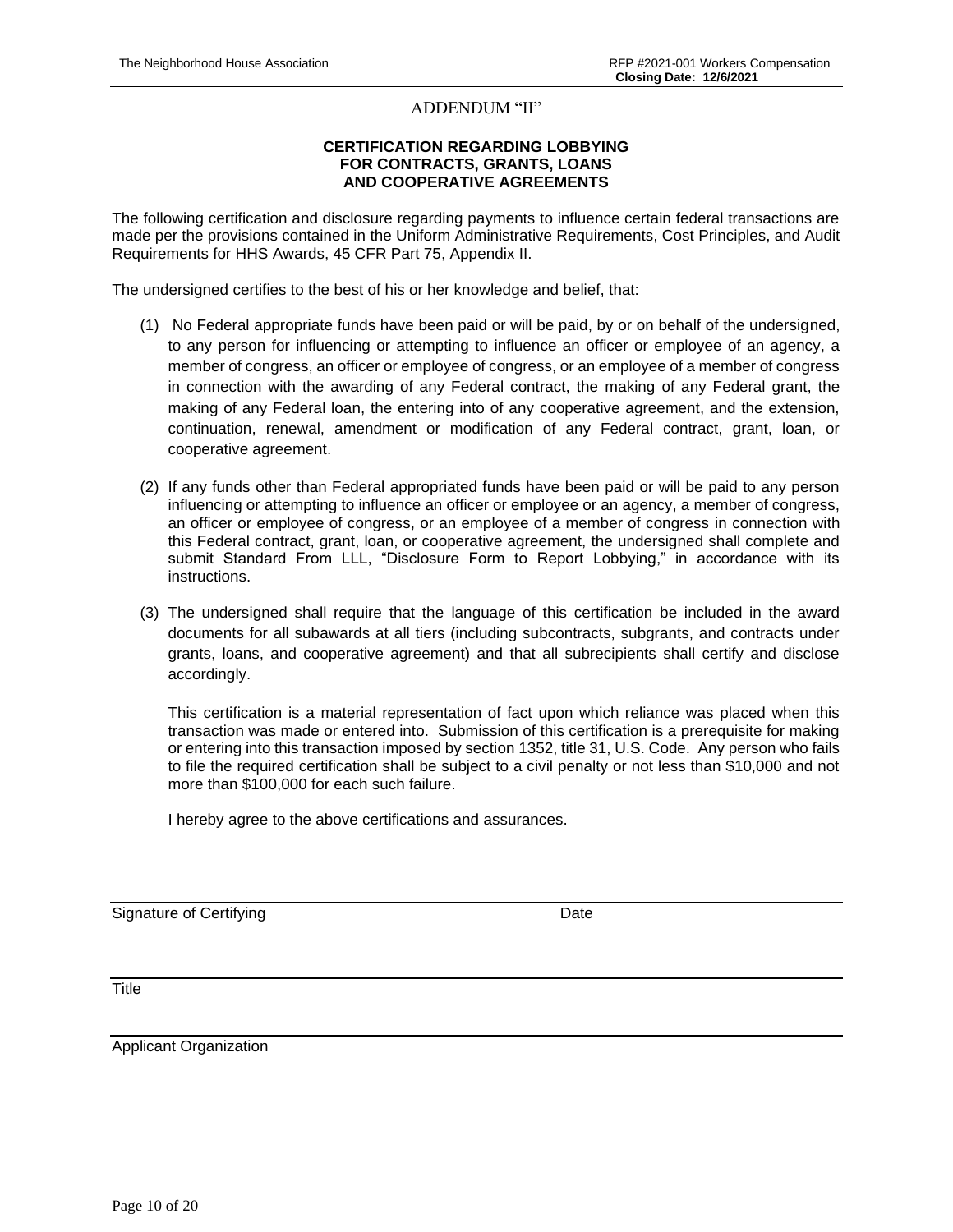ADDENDUM "II"

**CERTIFICATION REGARDING LOBBYING FOR CONTRACTS, GRANTS, LOANS AND COOPERATIVE AGREEMENTS**

The following certification and disclosure regarding payments to influence certain federal transactions are made per the provisions contained in the Uniform Administrative Requirements, Cost Principles, and Audit Requirements for HHS Awards, 45 CFR Part 75, Appendix II.

The undersigned certifies to the best of his or her knowledge and belief, that:

(1) No Federal appropriate funds have been paid or will be paid, by or on behalf of the undersigned, to any person for influencing or attempting to influence an officer or employee of an agency, a member of congress, an officer or employee of congress, or an employee of a member of congress in connection with the awarding of any Federal contract, the making of any Federal grant, the making of any Federal loan, the entering into of any cooperative agreement, and the extension, continuation, renewal, amendment or modification of any Federal contract, grant, loan, or cooperative agreement.

(2) If any funds other than Federal appropriated funds have been paid or will be paid to any person influencing or attempting to influence an officer or employee or an agency, a member of congress, an officer or employee of congress, or an employee of a member of congress in connection with this Federal contract, grant, loan, or cooperative agreement, the undersigned shall complete and submit Standard From LLL, "Disclosure Form to Report Lobbying," in accordance with its instructions.

(3) The undersigned shall require that the language of this certification be included in the award documents for all subawards at all tiers (including subcontracts, subgrants, and contracts under grants, loans, and cooperative agreement) and that all subrecipients shall certify and disclose accordingly.

This certification is a material representation of fact upon which reliance was placed when this transaction was made or entered into. Submission of this certification is a prerequisite for making or entering into this transaction imposed by section 1352, title 31, U.S. Code. Any person who fails to file the required certification shall be subject to a civil penalty or not less than $10,000 and not more than $100,000 for each such failure.

I hereby agree to the above certifications and assurances.

Signature of Certifying Date

Title

Applicant Organization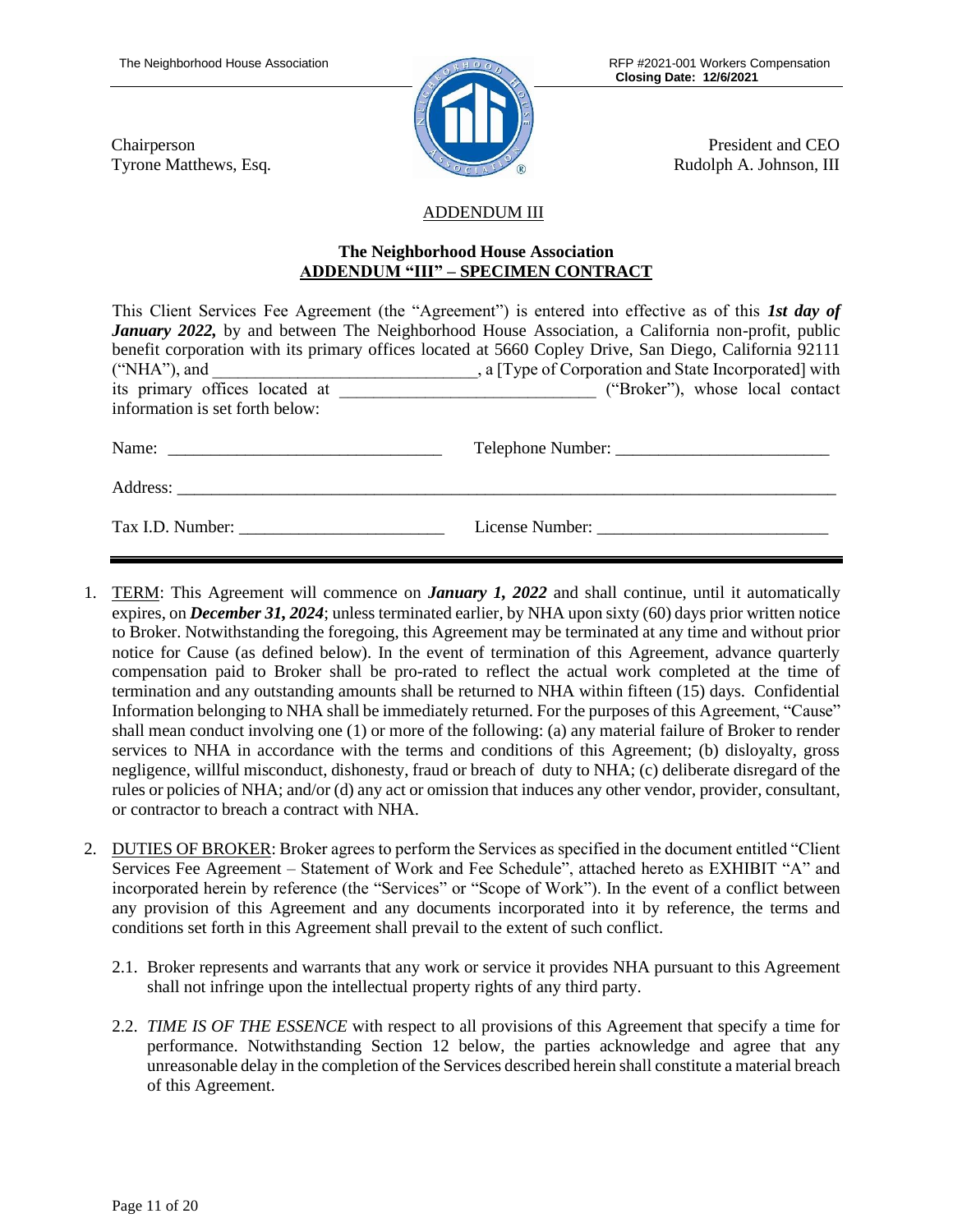Chairperson
Tyrone Matthews, Esq.

President and CEO
Rudolph A. Johnson, III

ADDENDUM III

**The Neighborhood House Association**
**ADDENDUM "III" – SPECIMEN CONTRACT**

This Client Services Fee Agreement (the "Agreement") is entered into effective as of this ***1st day of January 2022,*** by and between The Neighborhood House Association, a California non-profit, public benefit corporation with its primary offices located at 5660 Copley Drive, San Diego, California 92111 ("NHA"), and ______________________________, a [Type of Corporation and State Incorporated] with its primary offices located at ____________________________ ("Broker"), whose local contact information is set forth below:

Name: ______________________________ Telephone Number: ________________________

Address: ____________________________________________________________________________

Tax I.D. Number: ______________________ License Number: __________________________

1. TERM: This Agreement will commence on ***January 1, 2022*** and shall continue, until it automatically expires, on ***December 31, 2024***; unless terminated earlier, by NHA upon sixty (60) days prior written notice to Broker. Notwithstanding the foregoing, this Agreement may be terminated at any time and without prior notice for Cause (as defined below). In the event of termination of this Agreement, advance quarterly compensation paid to Broker shall be pro-rated to reflect the actual work completed at the time of termination and any outstanding amounts shall be returned to NHA within fifteen (15) days. Confidential Information belonging to NHA shall be immediately returned. For the purposes of this Agreement, "Cause" shall mean conduct involving one (1) or more of the following: (a) any material failure of Broker to render services to NHA in accordance with the terms and conditions of this Agreement; (b) disloyalty, gross negligence, willful misconduct, dishonesty, fraud or breach of duty to NHA; (c) deliberate disregard of the rules or policies of NHA; and/or (d) any act or omission that induces any other vendor, provider, consultant, or contractor to breach a contract with NHA.

2. DUTIES OF BROKER: Broker agrees to perform the Services as specified in the document entitled "Client Services Fee Agreement – Statement of Work and Fee Schedule", attached hereto as EXHIBIT "A" and incorporated herein by reference (the "Services" or "Scope of Work"). In the event of a conflict between any provision of this Agreement and any documents incorporated into it by reference, the terms and conditions set forth in this Agreement shall prevail to the extent of such conflict.

   2.1. Broker represents and warrants that any work or service it provides NHA pursuant to this Agreement shall not infringe upon the intellectual property rights of any third party.

   2.2. *TIME IS OF THE ESSENCE* with respect to all provisions of this Agreement that specify a time for performance. Notwithstanding Section 12 below, the parties acknowledge and agree that any unreasonable delay in the completion of the Services described herein shall constitute a material breach of this Agreement.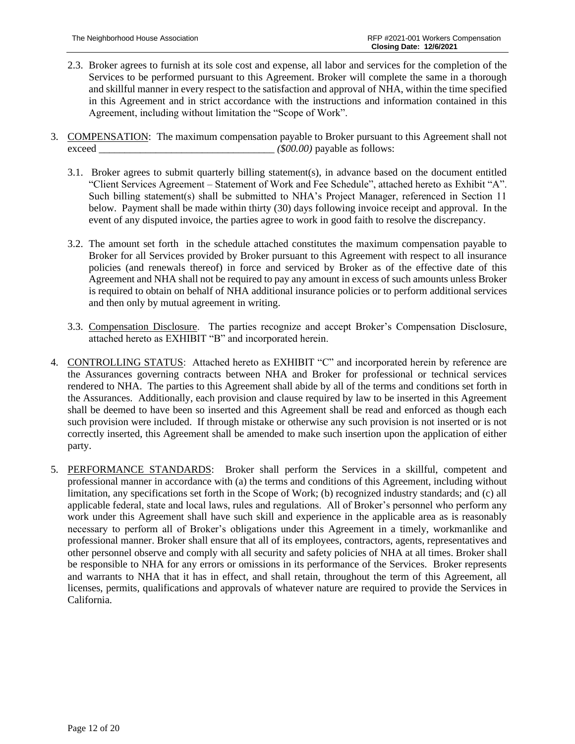2.3. Broker agrees to furnish at its sole cost and expense, all labor and services for the completion of the Services to be performed pursuant to this Agreement. Broker will complete the same in a thorough and skillful manner in every respect to the satisfaction and approval of NHA, within the time specified in this Agreement and in strict accordance with the instructions and information contained in this Agreement, including without limitation the "Scope of Work".

3. <u>COMPENSATION</u>: The maximum compensation payable to Broker pursuant to this Agreement shall not exceed ___________________________________ *($00.00)* payable as follows:

   3.1. Broker agrees to submit quarterly billing statement(s), in advance based on the document entitled "Client Services Agreement – Statement of Work and Fee Schedule", attached hereto as Exhibit "A". Such billing statement(s) shall be submitted to NHA's Project Manager, referenced in Section 11 below. Payment shall be made within thirty (30) days following invoice receipt and approval. In the event of any disputed invoice, the parties agree to work in good faith to resolve the discrepancy.

   3.2. The amount set forth in the schedule attached constitutes the maximum compensation payable to Broker for all Services provided by Broker pursuant to this Agreement with respect to all insurance policies (and renewals thereof) in force and serviced by Broker as of the effective date of this Agreement and NHA shall not be required to pay any amount in excess of such amounts unless Broker is required to obtain on behalf of NHA additional insurance policies or to perform additional services and then only by mutual agreement in writing.

   3.3. <u>Compensation Disclosure</u>. The parties recognize and accept Broker's Compensation Disclosure, attached hereto as EXHIBIT "B" and incorporated herein.

4. <u>CONTROLLING STATUS</u>: Attached hereto as EXHIBIT "C" and incorporated herein by reference are the Assurances governing contracts between NHA and Broker for professional or technical services rendered to NHA. The parties to this Agreement shall abide by all of the terms and conditions set forth in the Assurances. Additionally, each provision and clause required by law to be inserted in this Agreement shall be deemed to have been so inserted and this Agreement shall be read and enforced as though each such provision were included. If through mistake or otherwise any such provision is not inserted or is not correctly inserted, this Agreement shall be amended to make such insertion upon the application of either party.

5. <u>PERFORMANCE STANDARDS</u>: Broker shall perform the Services in a skillful, competent and professional manner in accordance with (a) the terms and conditions of this Agreement, including without limitation, any specifications set forth in the Scope of Work; (b) recognized industry standards; and (c) all applicable federal, state and local laws, rules and regulations. All of Broker's personnel who perform any work under this Agreement shall have such skill and experience in the applicable area as is reasonably necessary to perform all of Broker's obligations under this Agreement in a timely, workmanlike and professional manner. Broker shall ensure that all of its employees, contractors, agents, representatives and other personnel observe and comply with all security and safety policies of NHA at all times. Broker shall be responsible to NHA for any errors or omissions in its performance of the Services. Broker represents and warrants to NHA that it has in effect, and shall retain, throughout the term of this Agreement, all licenses, permits, qualifications and approvals of whatever nature are required to provide the Services in California.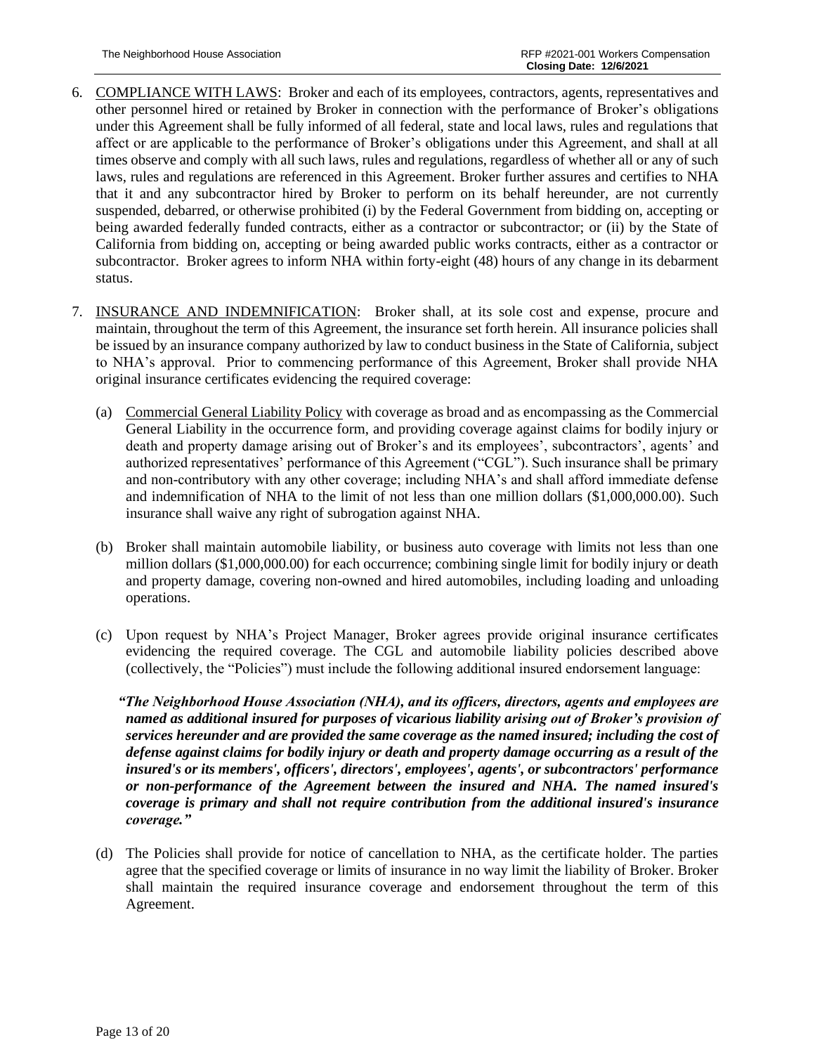6. <u>COMPLIANCE WITH LAWS</u>: Broker and each of its employees, contractors, agents, representatives and other personnel hired or retained by Broker in connection with the performance of Broker's obligations under this Agreement shall be fully informed of all federal, state and local laws, rules and regulations that affect or are applicable to the performance of Broker's obligations under this Agreement, and shall at all times observe and comply with all such laws, rules and regulations, regardless of whether all or any of such laws, rules and regulations are referenced in this Agreement. Broker further assures and certifies to NHA that it and any subcontractor hired by Broker to perform on its behalf hereunder, are not currently suspended, debarred, or otherwise prohibited (i) by the Federal Government from bidding on, accepting or being awarded federally funded contracts, either as a contractor or subcontractor; or (ii) by the State of California from bidding on, accepting or being awarded public works contracts, either as a contractor or subcontractor. Broker agrees to inform NHA within forty-eight (48) hours of any change in its debarment status.

7. <u>INSURANCE AND INDEMNIFICATION</u>: Broker shall, at its sole cost and expense, procure and maintain, throughout the term of this Agreement, the insurance set forth herein. All insurance policies shall be issued by an insurance company authorized by law to conduct business in the State of California, subject to NHA's approval. Prior to commencing performance of this Agreement, Broker shall provide NHA original insurance certificates evidencing the required coverage:

   (a) <u>Commercial General Liability Policy</u> with coverage as broad and as encompassing as the Commercial General Liability in the occurrence form, and providing coverage against claims for bodily injury or death and property damage arising out of Broker's and its employees', subcontractors', agents' and authorized representatives' performance of this Agreement ("CGL"). Such insurance shall be primary and non-contributory with any other coverage; including NHA's and shall afford immediate defense and indemnification of NHA to the limit of not less than one million dollars ($1,000,000.00). Such insurance shall waive any right of subrogation against NHA.

   (b) Broker shall maintain automobile liability, or business auto coverage with limits not less than one million dollars ($1,000,000.00) for each occurrence; combining single limit for bodily injury or death and property damage, covering non-owned and hired automobiles, including loading and unloading operations.

   (c) Upon request by NHA's Project Manager, Broker agrees provide original insurance certificates evidencing the required coverage. The CGL and automobile liability policies described above (collectively, the "Policies") must include the following additional insured endorsement language:

   ***"The Neighborhood House Association (NHA), and its officers, directors, agents and employees are named as additional insured for purposes of vicarious liability arising out of Broker's provision of services hereunder and are provided the same coverage as the named insured; including the cost of defense against claims for bodily injury or death and property damage occurring as a result of the insured's or its members', officers', directors', employees', agents', or subcontractors' performance or non-performance of the Agreement between the insured and NHA. The named insured's coverage is primary and shall not require contribution from the additional insured's insurance coverage."***

   (d) The Policies shall provide for notice of cancellation to NHA, as the certificate holder. The parties agree that the specified coverage or limits of insurance in no way limit the liability of Broker. Broker shall maintain the required insurance coverage and endorsement throughout the term of this Agreement.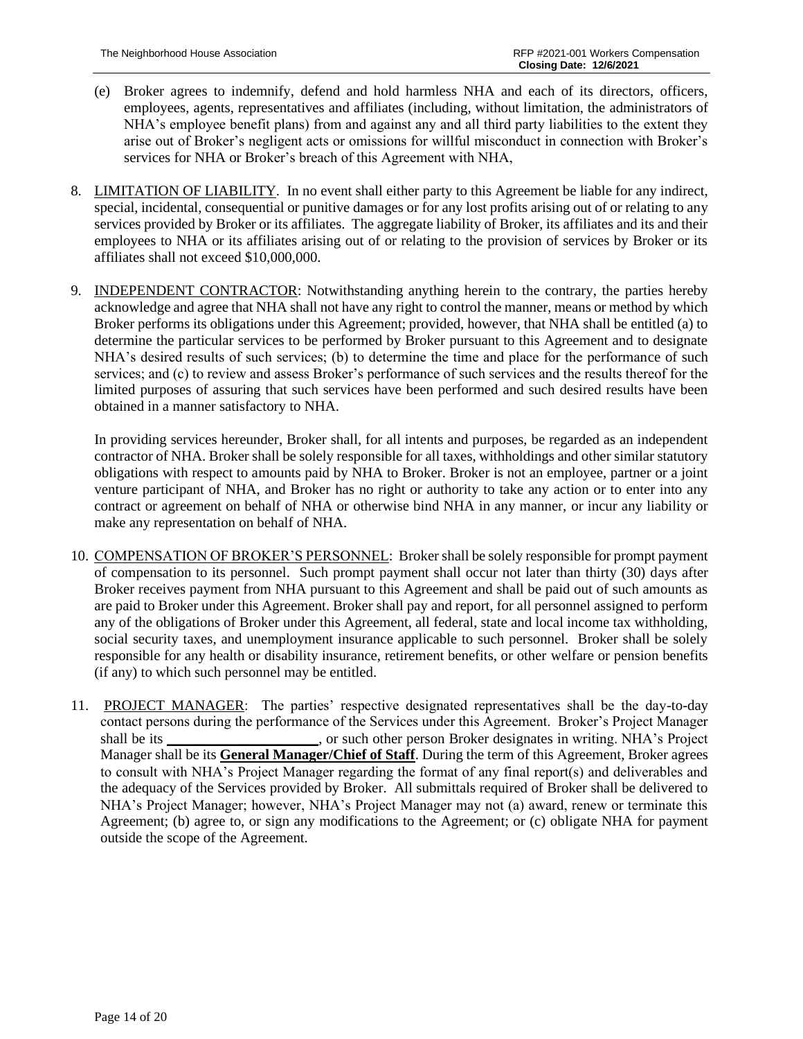(e) Broker agrees to indemnify, defend and hold harmless NHA and each of its directors, officers, employees, agents, representatives and affiliates (including, without limitation, the administrators of NHA's employee benefit plans) from and against any and all third party liabilities to the extent they arise out of Broker's negligent acts or omissions for willful misconduct in connection with Broker's services for NHA or Broker's breach of this Agreement with NHA,

8. <u>LIMITATION OF LIABILITY</u>. In no event shall either party to this Agreement be liable for any indirect, special, incidental, consequential or punitive damages or for any lost profits arising out of or relating to any services provided by Broker or its affiliates. The aggregate liability of Broker, its affiliates and its and their employees to NHA or its affiliates arising out of or relating to the provision of services by Broker or its affiliates shall not exceed $10,000,000.

9. <u>INDEPENDENT CONTRACTOR</u>: Notwithstanding anything herein to the contrary, the parties hereby acknowledge and agree that NHA shall not have any right to control the manner, means or method by which Broker performs its obligations under this Agreement; provided, however, that NHA shall be entitled (a) to determine the particular services to be performed by Broker pursuant to this Agreement and to designate NHA's desired results of such services; (b) to determine the time and place for the performance of such services; and (c) to review and assess Broker's performance of such services and the results thereof for the limited purposes of assuring that such services have been performed and such desired results have been obtained in a manner satisfactory to NHA.

   In providing services hereunder, Broker shall, for all intents and purposes, be regarded as an independent contractor of NHA. Broker shall be solely responsible for all taxes, withholdings and other similar statutory obligations with respect to amounts paid by NHA to Broker. Broker is not an employee, partner or a joint venture participant of NHA, and Broker has no right or authority to take any action or to enter into any contract or agreement on behalf of NHA or otherwise bind NHA in any manner, or incur any liability or make any representation on behalf of NHA.

10. <u>COMPENSATION OF BROKER'S PERSONNEL</u>: Broker shall be solely responsible for prompt payment of compensation to its personnel. Such prompt payment shall occur not later than thirty (30) days after Broker receives payment from NHA pursuant to this Agreement and shall be paid out of such amounts as are paid to Broker under this Agreement. Broker shall pay and report, for all personnel assigned to perform any of the obligations of Broker under this Agreement, all federal, state and local income tax withholding, social security taxes, and unemployment insurance applicable to such personnel. Broker shall be solely responsible for any health or disability insurance, retirement benefits, or other welfare or pension benefits (if any) to which such personnel may be entitled.

11. <u>PROJECT MANAGER</u>: The parties' respective designated representatives shall be the day-to-day contact persons during the performance of the Services under this Agreement. Broker's Project Manager shall be its ____________________, or such other person Broker designates in writing. NHA's Project Manager shall be its **<u>General Manager/Chief of Staff</u>**. During the term of this Agreement, Broker agrees to consult with NHA's Project Manager regarding the format of any final report(s) and deliverables and the adequacy of the Services provided by Broker. All submittals required of Broker shall be delivered to NHA's Project Manager; however, NHA's Project Manager may not (a) award, renew or terminate this Agreement; (b) agree to, or sign any modifications to the Agreement; or (c) obligate NHA for payment outside the scope of the Agreement.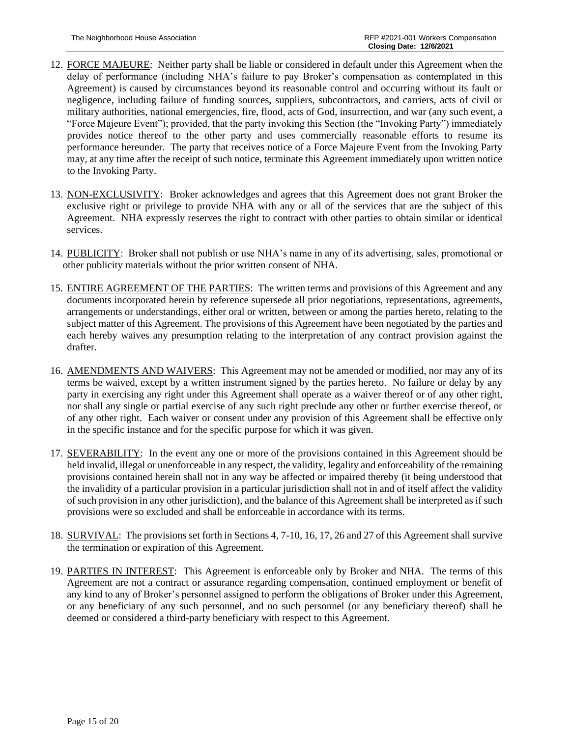12. <u>FORCE MAJEURE</u>: Neither party shall be liable or considered in default under this Agreement when the delay of performance (including NHA's failure to pay Broker's compensation as contemplated in this Agreement) is caused by circumstances beyond its reasonable control and occurring without its fault or negligence, including failure of funding sources, suppliers, subcontractors, and carriers, acts of civil or military authorities, national emergencies, fire, flood, acts of God, insurrection, and war (any such event, a "Force Majeure Event"); provided, that the party invoking this Section (the "Invoking Party") immediately provides notice thereof to the other party and uses commercially reasonable efforts to resume its performance hereunder. The party that receives notice of a Force Majeure Event from the Invoking Party may, at any time after the receipt of such notice, terminate this Agreement immediately upon written notice to the Invoking Party.

13. <u>NON-EXCLUSIVITY</u>: Broker acknowledges and agrees that this Agreement does not grant Broker the exclusive right or privilege to provide NHA with any or all of the services that are the subject of this Agreement. NHA expressly reserves the right to contract with other parties to obtain similar or identical services.

14. <u>PUBLICITY</u>: Broker shall not publish or use NHA's name in any of its advertising, sales, promotional or other publicity materials without the prior written consent of NHA.

15. <u>ENTIRE AGREEMENT OF THE PARTIES</u>: The written terms and provisions of this Agreement and any documents incorporated herein by reference supersede all prior negotiations, representations, agreements, arrangements or understandings, either oral or written, between or among the parties hereto, relating to the subject matter of this Agreement. The provisions of this Agreement have been negotiated by the parties and each hereby waives any presumption relating to the interpretation of any contract provision against the drafter.

16. <u>AMENDMENTS AND WAIVERS</u>: This Agreement may not be amended or modified, nor may any of its terms be waived, except by a written instrument signed by the parties hereto. No failure or delay by any party in exercising any right under this Agreement shall operate as a waiver thereof or of any other right, nor shall any single or partial exercise of any such right preclude any other or further exercise thereof, or of any other right. Each waiver or consent under any provision of this Agreement shall be effective only in the specific instance and for the specific purpose for which it was given.

17. <u>SEVERABILITY</u>: In the event any one or more of the provisions contained in this Agreement should be held invalid, illegal or unenforceable in any respect, the validity, legality and enforceability of the remaining provisions contained herein shall not in any way be affected or impaired thereby (it being understood that the invalidity of a particular provision in a particular jurisdiction shall not in and of itself affect the validity of such provision in any other jurisdiction), and the balance of this Agreement shall be interpreted as if such provisions were so excluded and shall be enforceable in accordance with its terms.

18. <u>SURVIVAL</u>: The provisions set forth in Sections 4, 7-10, 16, 17, 26 and 27 of this Agreement shall survive the termination or expiration of this Agreement.

19. <u>PARTIES IN INTEREST</u>: This Agreement is enforceable only by Broker and NHA. The terms of this Agreement are not a contract or assurance regarding compensation, continued employment or benefit of any kind to any of Broker's personnel assigned to perform the obligations of Broker under this Agreement, or any beneficiary of any such personnel, and no such personnel (or any beneficiary thereof) shall be deemed or considered a third-party beneficiary with respect to this Agreement.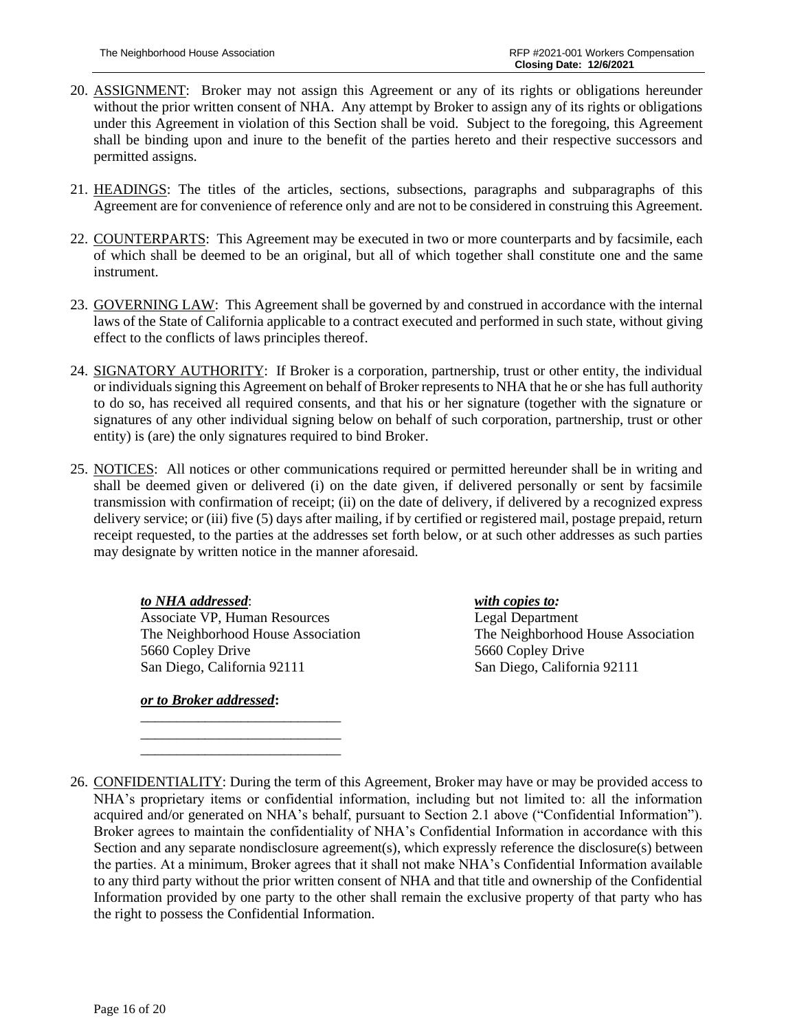20. <u>ASSIGNMENT</u>: Broker may not assign this Agreement or any of its rights or obligations hereunder without the prior written consent of NHA. Any attempt by Broker to assign any of its rights or obligations under this Agreement in violation of this Section shall be void. Subject to the foregoing, this Agreement shall be binding upon and inure to the benefit of the parties hereto and their respective successors and permitted assigns.

21. <u>HEADINGS</u>: The titles of the articles, sections, subsections, paragraphs and subparagraphs of this Agreement are for convenience of reference only and are not to be considered in construing this Agreement.

22. <u>COUNTERPARTS</u>: This Agreement may be executed in two or more counterparts and by facsimile, each of which shall be deemed to be an original, but all of which together shall constitute one and the same instrument.

23. <u>GOVERNING LAW</u>: This Agreement shall be governed by and construed in accordance with the internal laws of the State of California applicable to a contract executed and performed in such state, without giving effect to the conflicts of laws principles thereof.

24. <u>SIGNATORY AUTHORITY</u>: If Broker is a corporation, partnership, trust or other entity, the individual or individuals signing this Agreement on behalf of Broker represents to NHA that he or she has full authority to do so, has received all required consents, and that his or her signature (together with the signature or signatures of any other individual signing below on behalf of such corporation, partnership, trust or other entity) is (are) the only signatures required to bind Broker.

25. <u>NOTICES</u>: All notices or other communications required or permitted hereunder shall be in writing and shall be deemed given or delivered (i) on the date given, if delivered personally or sent by facsimile transmission with confirmation of receipt; (ii) on the date of delivery, if delivered by a recognized express delivery service; or (iii) five (5) days after mailing, if by certified or registered mail, postage prepaid, return receipt requested, to the parties at the addresses set forth below, or at such other addresses as such parties may designate by written notice in the manner aforesaid.

    ***to NHA addressed***:
    Associate VP, Human Resources
    The Neighborhood House Association
    5660 Copley Drive
    San Diego, California 92111

    ***with copies to:***
    Legal Department
    The Neighborhood House Association
    5660 Copley Drive
    San Diego, California 92111

    ***or to Broker addressed*:**
    ____________________________
    ____________________________
    ____________________________

26. <u>CONFIDENTIALITY</u>: During the term of this Agreement, Broker may have or may be provided access to NHA's proprietary items or confidential information, including but not limited to: all the information acquired and/or generated on NHA's behalf, pursuant to Section 2.1 above ("Confidential Information"). Broker agrees to maintain the confidentiality of NHA's Confidential Information in accordance with this Section and any separate nondisclosure agreement(s), which expressly reference the disclosure(s) between the parties. At a minimum, Broker agrees that it shall not make NHA's Confidential Information available to any third party without the prior written consent of NHA and that title and ownership of the Confidential Information provided by one party to the other shall remain the exclusive property of that party who has the right to possess the Confidential Information.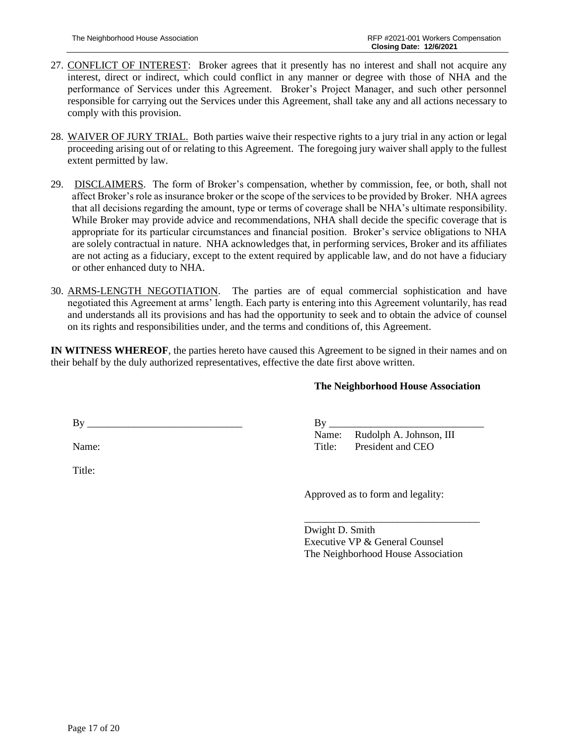27. <u>CONFLICT OF INTEREST</u>: Broker agrees that it presently has no interest and shall not acquire any interest, direct or indirect, which could conflict in any manner or degree with those of NHA and the performance of Services under this Agreement. Broker's Project Manager, and such other personnel responsible for carrying out the Services under this Agreement, shall take any and all actions necessary to comply with this provision.

28. <u>WAIVER OF JURY TRIAL.</u> Both parties waive their respective rights to a jury trial in any action or legal proceeding arising out of or relating to this Agreement. The foregoing jury waiver shall apply to the fullest extent permitted by law.

29. <u>DISCLAIMERS</u>. The form of Broker's compensation, whether by commission, fee, or both, shall not affect Broker's role as insurance broker or the scope of the services to be provided by Broker. NHA agrees that all decisions regarding the amount, type or terms of coverage shall be NHA's ultimate responsibility. While Broker may provide advice and recommendations, NHA shall decide the specific coverage that is appropriate for its particular circumstances and financial position. Broker's service obligations to NHA are solely contractual in nature. NHA acknowledges that, in performing services, Broker and its affiliates are not acting as a fiduciary, except to the extent required by applicable law, and do not have a fiduciary or other enhanced duty to NHA.

30. <u>ARMS-LENGTH NEGOTIATION</u>. The parties are of equal commercial sophistication and have negotiated this Agreement at arms' length. Each party is entering into this Agreement voluntarily, has read and understands all its provisions and has had the opportunity to seek and to obtain the advice of counsel on its rights and responsibilities under, and the terms and conditions of, this Agreement.

**IN WITNESS WHEREOF**, the parties hereto have caused this Agreement to be signed in their names and on their behalf by the duly authorized representatives, effective the date first above written.

By ______________________________

Name:

Title:

**The Neighborhood House Association**

By ______________________________

Name: Rudolph A. Johnson, III

Title: President and CEO

Approved as to form and legality:

__________________________________

Dwight D. Smith

Executive VP & General Counsel

The Neighborhood House Association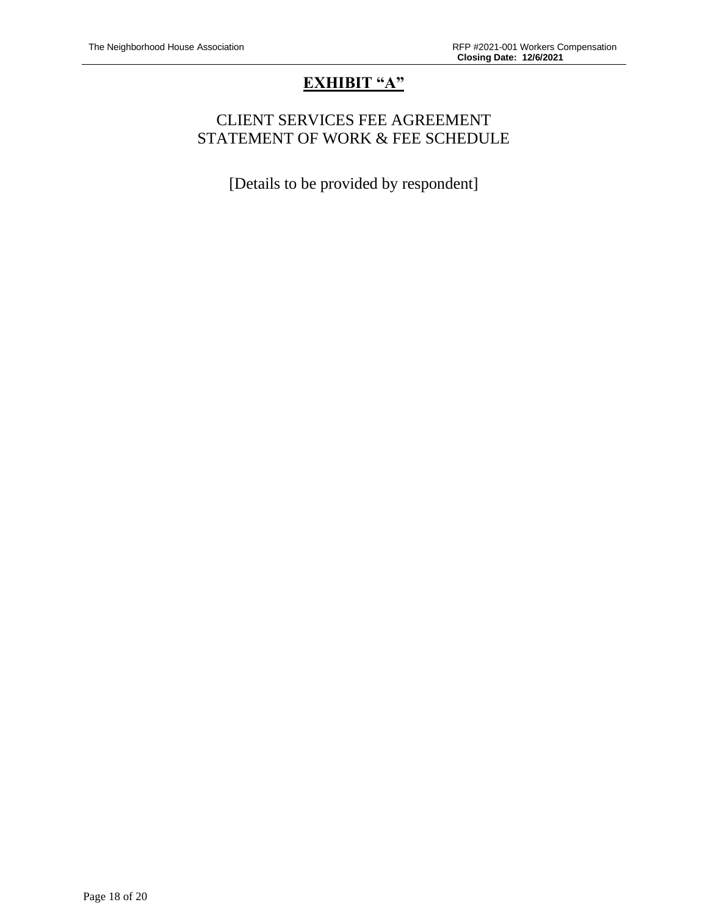# EXHIBIT "A"

## CLIENT SERVICES FEE AGREEMENT
## STATEMENT OF WORK & FEE SCHEDULE

[Details to be provided by respondent]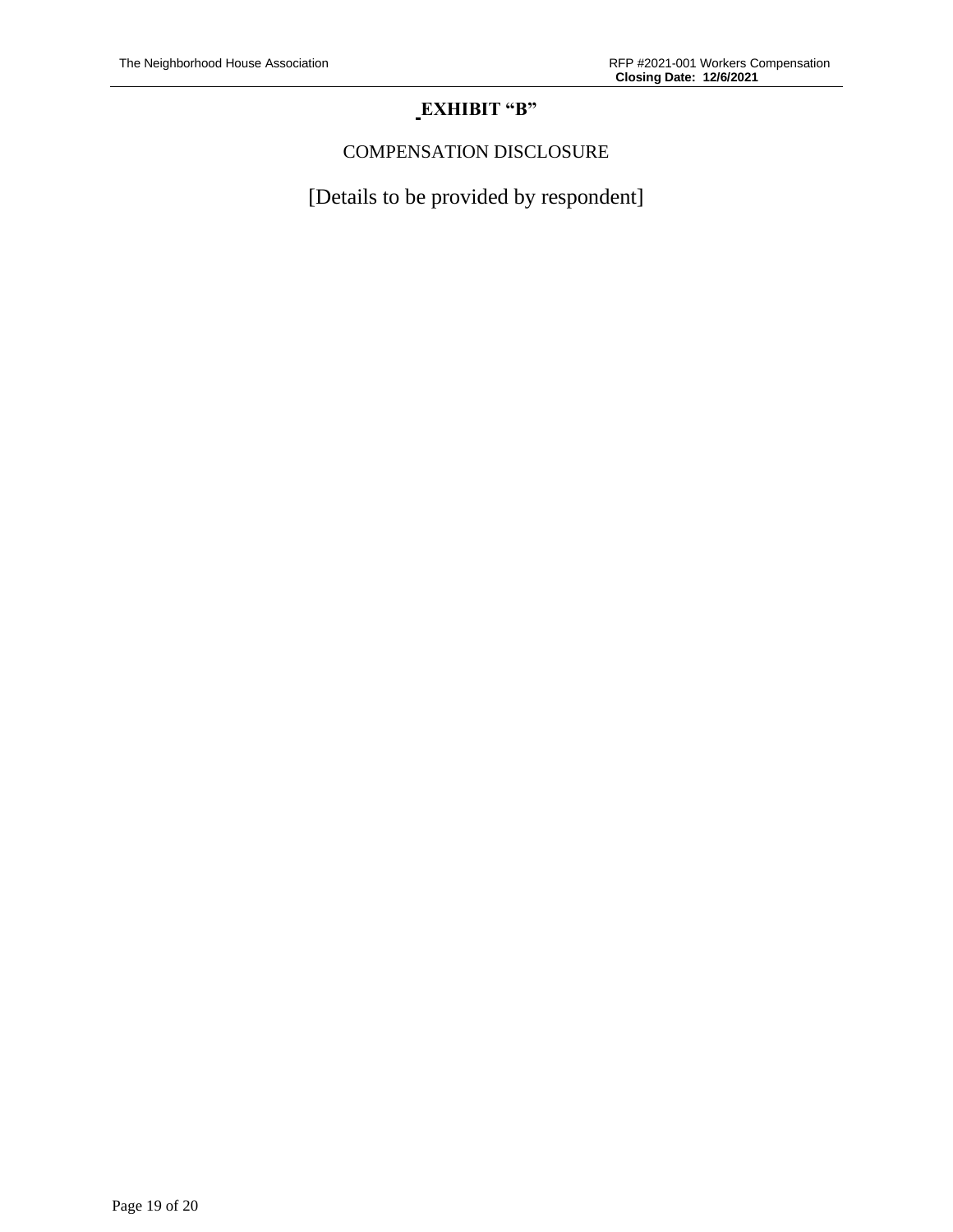# EXHIBIT "B"

COMPENSATION DISCLOSURE

[Details to be provided by respondent]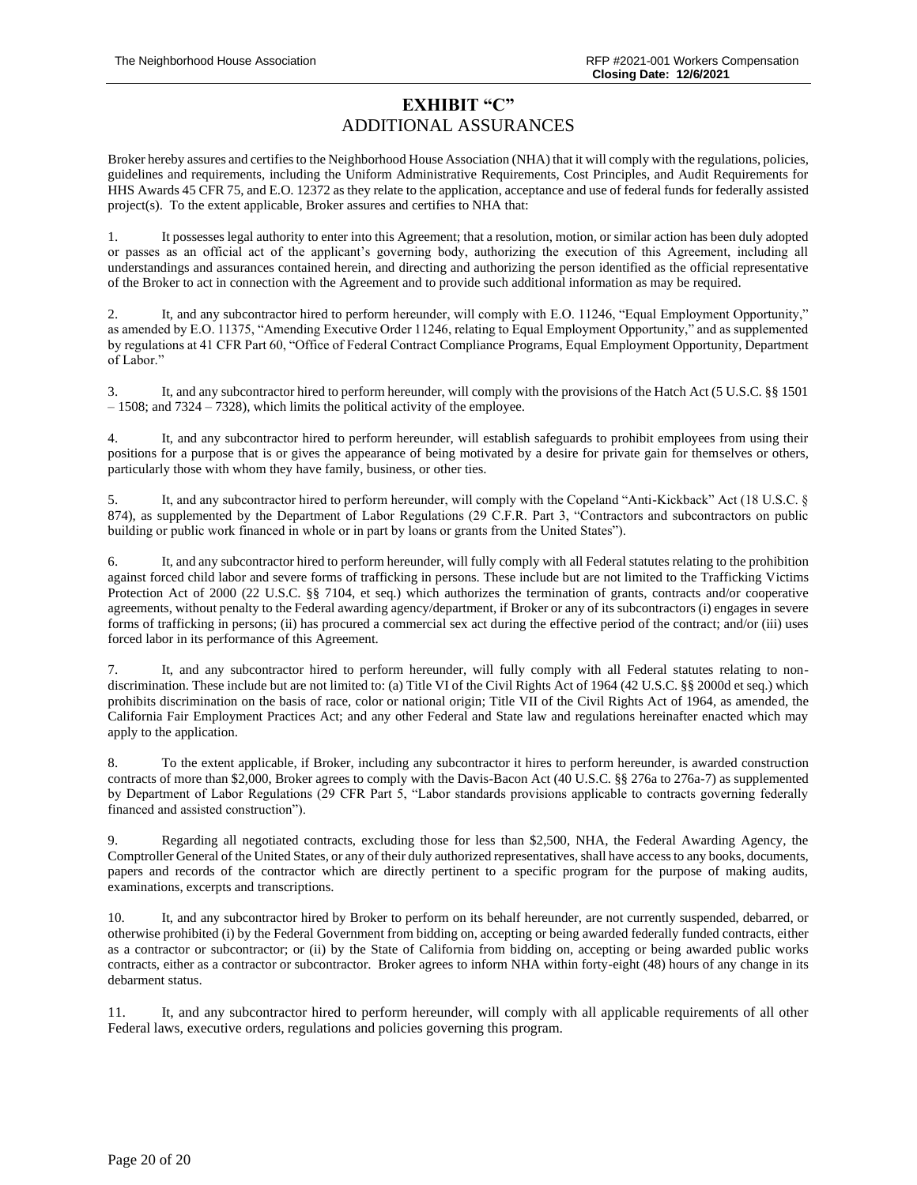# EXHIBIT "C"

## ADDITIONAL ASSURANCES

Broker hereby assures and certifies to the Neighborhood House Association (NHA) that it will comply with the regulations, policies, guidelines and requirements, including the Uniform Administrative Requirements, Cost Principles, and Audit Requirements for HHS Awards 45 CFR 75, and E.O. 12372 as they relate to the application, acceptance and use of federal funds for federally assisted project(s). To the extent applicable, Broker assures and certifies to NHA that:

1. It possesses legal authority to enter into this Agreement; that a resolution, motion, or similar action has been duly adopted or passes as an official act of the applicant's governing body, authorizing the execution of this Agreement, including all understandings and assurances contained herein, and directing and authorizing the person identified as the official representative of the Broker to act in connection with the Agreement and to provide such additional information as may be required.

2. It, and any subcontractor hired to perform hereunder, will comply with E.O. 11246, "Equal Employment Opportunity," as amended by E.O. 11375, "Amending Executive Order 11246, relating to Equal Employment Opportunity," and as supplemented by regulations at 41 CFR Part 60, "Office of Federal Contract Compliance Programs, Equal Employment Opportunity, Department of Labor."

3. It, and any subcontractor hired to perform hereunder, will comply with the provisions of the Hatch Act (5 U.S.C. §§ 1501 – 1508; and 7324 – 7328), which limits the political activity of the employee.

4. It, and any subcontractor hired to perform hereunder, will establish safeguards to prohibit employees from using their positions for a purpose that is or gives the appearance of being motivated by a desire for private gain for themselves or others, particularly those with whom they have family, business, or other ties.

5. It, and any subcontractor hired to perform hereunder, will comply with the Copeland "Anti-Kickback" Act (18 U.S.C. § 874), as supplemented by the Department of Labor Regulations (29 C.F.R. Part 3, "Contractors and subcontractors on public building or public work financed in whole or in part by loans or grants from the United States").

6. It, and any subcontractor hired to perform hereunder, will fully comply with all Federal statutes relating to the prohibition against forced child labor and severe forms of trafficking in persons. These include but are not limited to the Trafficking Victims Protection Act of 2000 (22 U.S.C. §§ 7104, et seq.) which authorizes the termination of grants, contracts and/or cooperative agreements, without penalty to the Federal awarding agency/department, if Broker or any of its subcontractors (i) engages in severe forms of trafficking in persons; (ii) has procured a commercial sex act during the effective period of the contract; and/or (iii) uses forced labor in its performance of this Agreement.

7. It, and any subcontractor hired to perform hereunder, will fully comply with all Federal statutes relating to non-discrimination. These include but are not limited to: (a) Title VI of the Civil Rights Act of 1964 (42 U.S.C. §§ 2000d et seq.) which prohibits discrimination on the basis of race, color or national origin; Title VII of the Civil Rights Act of 1964, as amended, the California Fair Employment Practices Act; and any other Federal and State law and regulations hereinafter enacted which may apply to the application.

8. To the extent applicable, if Broker, including any subcontractor it hires to perform hereunder, is awarded construction contracts of more than $2,000, Broker agrees to comply with the Davis-Bacon Act (40 U.S.C. §§ 276a to 276a-7) as supplemented by Department of Labor Regulations (29 CFR Part 5, "Labor standards provisions applicable to contracts governing federally financed and assisted construction").

9. Regarding all negotiated contracts, excluding those for less than $2,500, NHA, the Federal Awarding Agency, the Comptroller General of the United States, or any of their duly authorized representatives, shall have access to any books, documents, papers and records of the contractor which are directly pertinent to a specific program for the purpose of making audits, examinations, excerpts and transcriptions.

10. It, and any subcontractor hired by Broker to perform on its behalf hereunder, are not currently suspended, debarred, or otherwise prohibited (i) by the Federal Government from bidding on, accepting or being awarded federally funded contracts, either as a contractor or subcontractor; or (ii) by the State of California from bidding on, accepting or being awarded public works contracts, either as a contractor or subcontractor. Broker agrees to inform NHA within forty-eight (48) hours of any change in its debarment status.

11. It, and any subcontractor hired to perform hereunder, will comply with all applicable requirements of all other Federal laws, executive orders, regulations and policies governing this program.